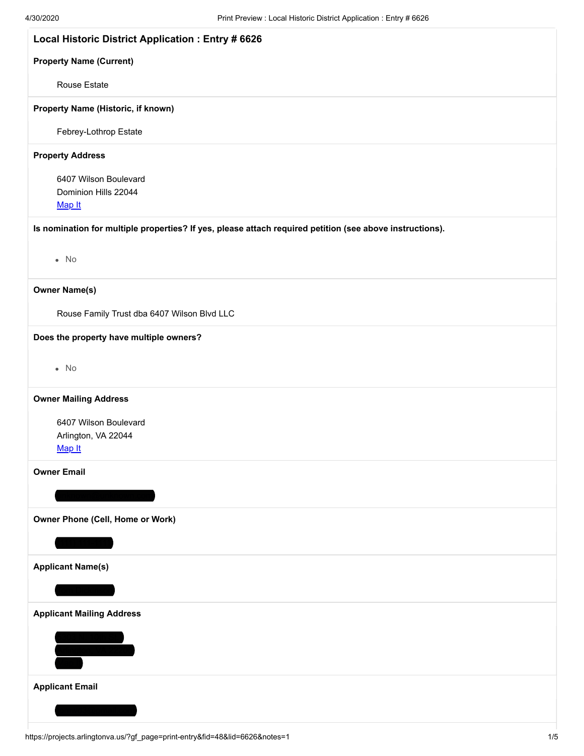# Local Historic District Application : Entry # 6626

**Property Name (Current)**

Rouse Estate

**Property Name (Historic, if known)**

Febrey-Lothrop Estate

**Property Address**

6407 Wilson Boulevard
Dominion Hills 22044
Map It

**Is nomination for multiple properties? If yes, please attach required petition (see above instructions).**

- No

**Owner Name(s)**

Rouse Family Trust dba 6407 Wilson Blvd LLC

**Does the property have multiple owners?**

- No

**Owner Mailing Address**

6407 Wilson Boulevard
Arlington, VA 22044
Map It

**Owner Email**

**Owner Phone (Cell, Home or Work)**

**Applicant Name(s)**

**Applicant Mailing Address**

**Applicant Email**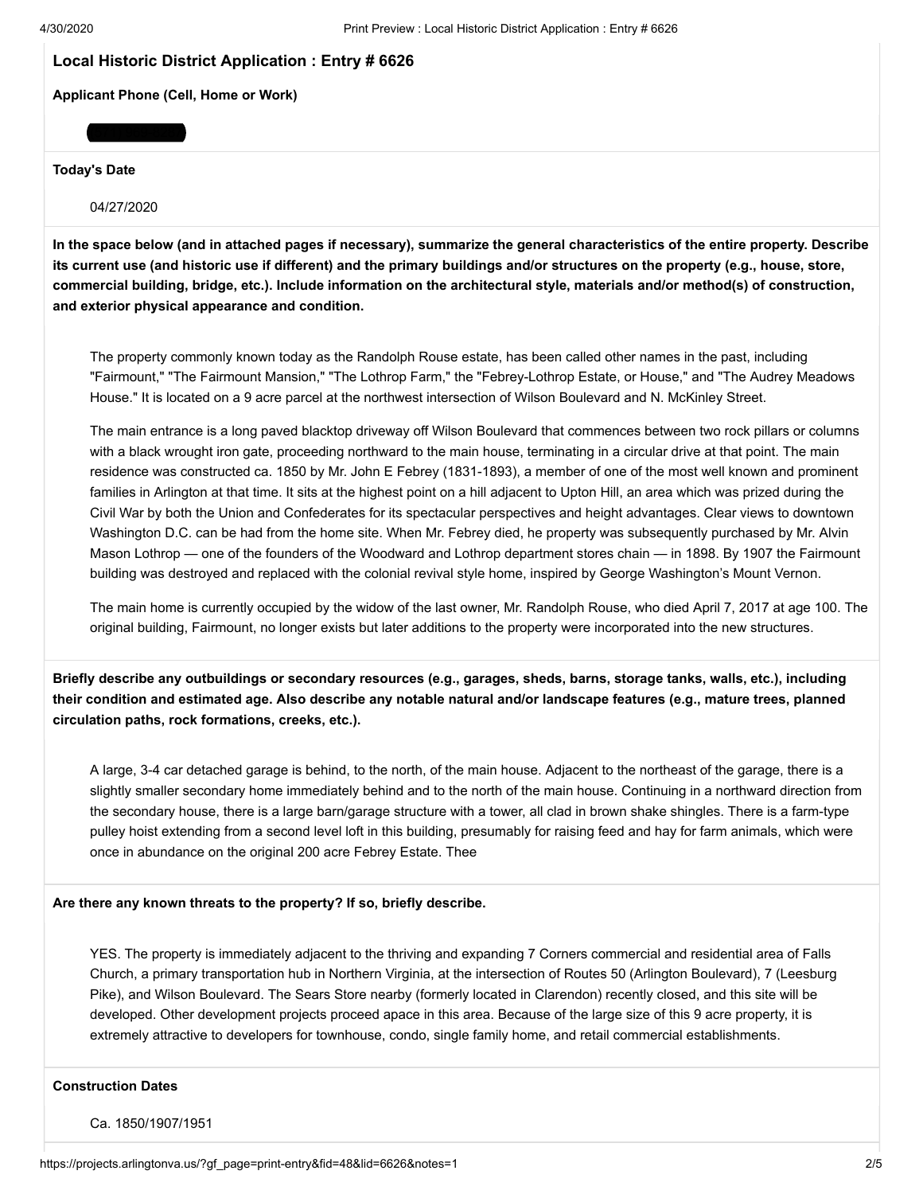## Local Historic District Application : Entry # 6626

**Applicant Phone (Cell, Home or Work)**

**Today's Date**

04/27/2020

**In the space below (and in attached pages if necessary), summarize the general characteristics of the entire property. Describe its current use (and historic use if different) and the primary buildings and/or structures on the property (e.g., house, store, commercial building, bridge, etc.). Include information on the architectural style, materials and/or method(s) of construction, and exterior physical appearance and condition.**

The property commonly known today as the Randolph Rouse estate, has been called other names in the past, including "Fairmount," "The Fairmount Mansion," "The Lothrop Farm," the "Febrey-Lothrop Estate, or House," and "The Audrey Meadows House." It is located on a 9 acre parcel at the northwest intersection of Wilson Boulevard and N. McKinley Street.

The main entrance is a long paved blacktop driveway off Wilson Boulevard that commences between two rock pillars or columns with a black wrought iron gate, proceeding northward to the main house, terminating in a circular drive at that point. The main residence was constructed ca. 1850 by Mr. John E Febrey (1831-1893), a member of one of the most well known and prominent families in Arlington at that time. It sits at the highest point on a hill adjacent to Upton Hill, an area which was prized during the Civil War by both the Union and Confederates for its spectacular perspectives and height advantages. Clear views to downtown Washington D.C. can be had from the home site. When Mr. Febrey died, he property was subsequently purchased by Mr. Alvin Mason Lothrop — one of the founders of the Woodward and Lothrop department stores chain — in 1898. By 1907 the Fairmount building was destroyed and replaced with the colonial revival style home, inspired by George Washington's Mount Vernon.

The main home is currently occupied by the widow of the last owner, Mr. Randolph Rouse, who died April 7, 2017 at age 100. The original building, Fairmount, no longer exists but later additions to the property were incorporated into the new structures.

**Briefly describe any outbuildings or secondary resources (e.g., garages, sheds, barns, storage tanks, walls, etc.), including their condition and estimated age. Also describe any notable natural and/or landscape features (e.g., mature trees, planned circulation paths, rock formations, creeks, etc.).**

A large, 3-4 car detached garage is behind, to the north, of the main house. Adjacent to the northeast of the garage, there is a slightly smaller secondary home immediately behind and to the north of the main house. Continuing in a northward direction from the secondary house, there is a large barn/garage structure with a tower, all clad in brown shake shingles. There is a farm-type pulley hoist extending from a second level loft in this building, presumably for raising feed and hay for farm animals, which were once in abundance on the original 200 acre Febrey Estate. Thee

**Are there any known threats to the property? If so, briefly describe.**

YES. The property is immediately adjacent to the thriving and expanding 7 Corners commercial and residential area of Falls Church, a primary transportation hub in Northern Virginia, at the intersection of Routes 50 (Arlington Boulevard), 7 (Leesburg Pike), and Wilson Boulevard. The Sears Store nearby (formerly located in Clarendon) recently closed, and this site will be developed. Other development projects proceed apace in this area. Because of the large size of this 9 acre property, it is extremely attractive to developers for townhouse, condo, single family home, and retail commercial establishments.

**Construction Dates**

Ca. 1850/1907/1951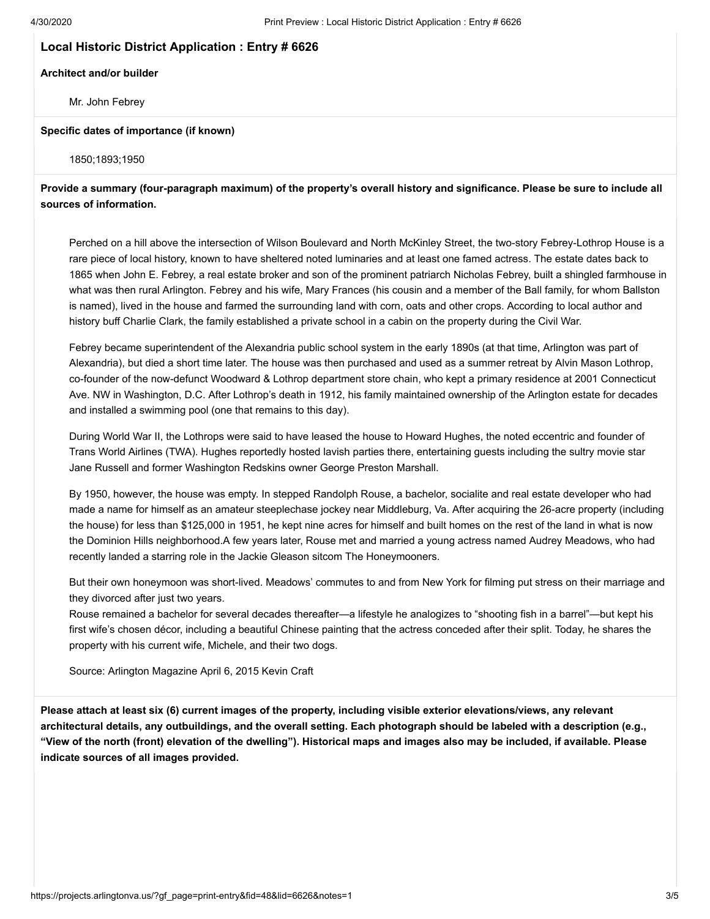## Local Historic District Application : Entry # 6626

**Architect and/or builder**

Mr. John Febrey

**Specific dates of importance (if known)**

1850;1893;1950

**Provide a summary (four-paragraph maximum) of the property's overall history and significance. Please be sure to include all sources of information.**

Perched on a hill above the intersection of Wilson Boulevard and North McKinley Street, the two-story Febrey-Lothrop House is a rare piece of local history, known to have sheltered noted luminaries and at least one famed actress. The estate dates back to 1865 when John E. Febrey, a real estate broker and son of the prominent patriarch Nicholas Febrey, built a shingled farmhouse in what was then rural Arlington. Febrey and his wife, Mary Frances (his cousin and a member of the Ball family, for whom Ballston is named), lived in the house and farmed the surrounding land with corn, oats and other crops. According to local author and history buff Charlie Clark, the family established a private school in a cabin on the property during the Civil War.

Febrey became superintendent of the Alexandria public school system in the early 1890s (at that time, Arlington was part of Alexandria), but died a short time later. The house was then purchased and used as a summer retreat by Alvin Mason Lothrop, co-founder of the now-defunct Woodward & Lothrop department store chain, who kept a primary residence at 2001 Connecticut Ave. NW in Washington, D.C. After Lothrop's death in 1912, his family maintained ownership of the Arlington estate for decades and installed a swimming pool (one that remains to this day).

During World War II, the Lothrops were said to have leased the house to Howard Hughes, the noted eccentric and founder of Trans World Airlines (TWA). Hughes reportedly hosted lavish parties there, entertaining guests including the sultry movie star Jane Russell and former Washington Redskins owner George Preston Marshall.

By 1950, however, the house was empty. In stepped Randolph Rouse, a bachelor, socialite and real estate developer who had made a name for himself as an amateur steeplechase jockey near Middleburg, Va. After acquiring the 26-acre property (including the house) for less than $125,000 in 1951, he kept nine acres for himself and built homes on the rest of the land in what is now the Dominion Hills neighborhood.A few years later, Rouse met and married a young actress named Audrey Meadows, who had recently landed a starring role in the Jackie Gleason sitcom The Honeymooners.

But their own honeymoon was short-lived. Meadows' commutes to and from New York for filming put stress on their marriage and they divorced after just two years.
Rouse remained a bachelor for several decades thereafter—a lifestyle he analogizes to "shooting fish in a barrel"—but kept his first wife's chosen décor, including a beautiful Chinese painting that the actress conceded after their split. Today, he shares the property with his current wife, Michele, and their two dogs.

Source: Arlington Magazine April 6, 2015 Kevin Craft

**Please attach at least six (6) current images of the property, including visible exterior elevations/views, any relevant architectural details, any outbuildings, and the overall setting. Each photograph should be labeled with a description (e.g., "View of the north (front) elevation of the dwelling"). Historical maps and images also may be included, if available. Please indicate sources of all images provided.**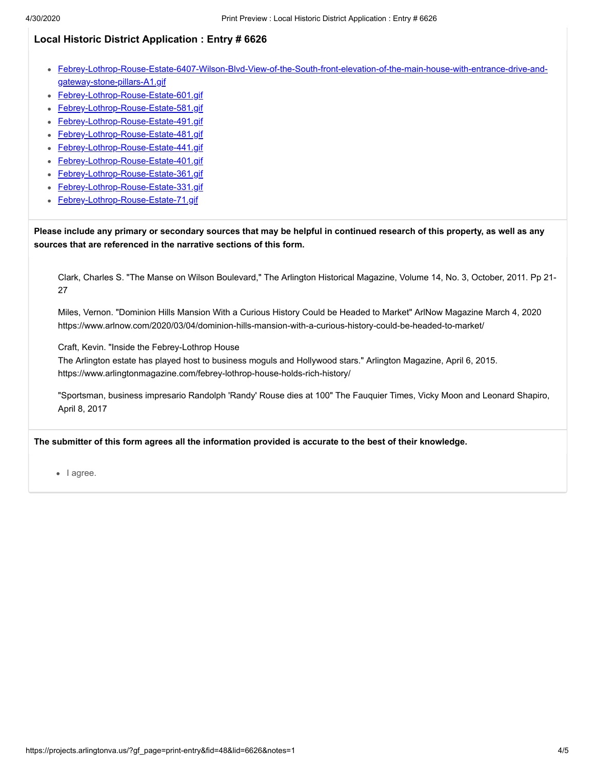### Local Historic District Application : Entry # 6626

- Febrey-Lothrop-Rouse-Estate-6407-Wilson-Blvd-View-of-the-South-front-elevation-of-the-main-house-with-entrance-drive-and-gateway-stone-pillars-A1.gif
- Febrey-Lothrop-Rouse-Estate-601.gif
- Febrey-Lothrop-Rouse-Estate-581.gif
- Febrey-Lothrop-Rouse-Estate-491.gif
- Febrey-Lothrop-Rouse-Estate-481.gif
- Febrey-Lothrop-Rouse-Estate-441.gif
- Febrey-Lothrop-Rouse-Estate-401.gif
- Febrey-Lothrop-Rouse-Estate-361.gif
- Febrey-Lothrop-Rouse-Estate-331.gif
- Febrey-Lothrop-Rouse-Estate-71.gif

**Please include any primary or secondary sources that may be helpful in continued research of this property, as well as any sources that are referenced in the narrative sections of this form.**

Clark, Charles S. "The Manse on Wilson Boulevard," The Arlington Historical Magazine, Volume 14, No. 3, October, 2011. Pp 21-27

Miles, Vernon. "Dominion Hills Mansion With a Curious History Could be Headed to Market" ArlNow Magazine March 4, 2020 https://www.arlnow.com/2020/03/04/dominion-hills-mansion-with-a-curious-history-could-be-headed-to-market/

Craft, Kevin. "Inside the Febrey-Lothrop House
The Arlington estate has played host to business moguls and Hollywood stars." Arlington Magazine, April 6, 2015. https://www.arlingtonmagazine.com/febrey-lothrop-house-holds-rich-history/

"Sportsman, business impresario Randolph 'Randy' Rouse dies at 100" The Fauquier Times, Vicky Moon and Leonard Shapiro, April 8, 2017

**The submitter of this form agrees all the information provided is accurate to the best of their knowledge.**

- I agree.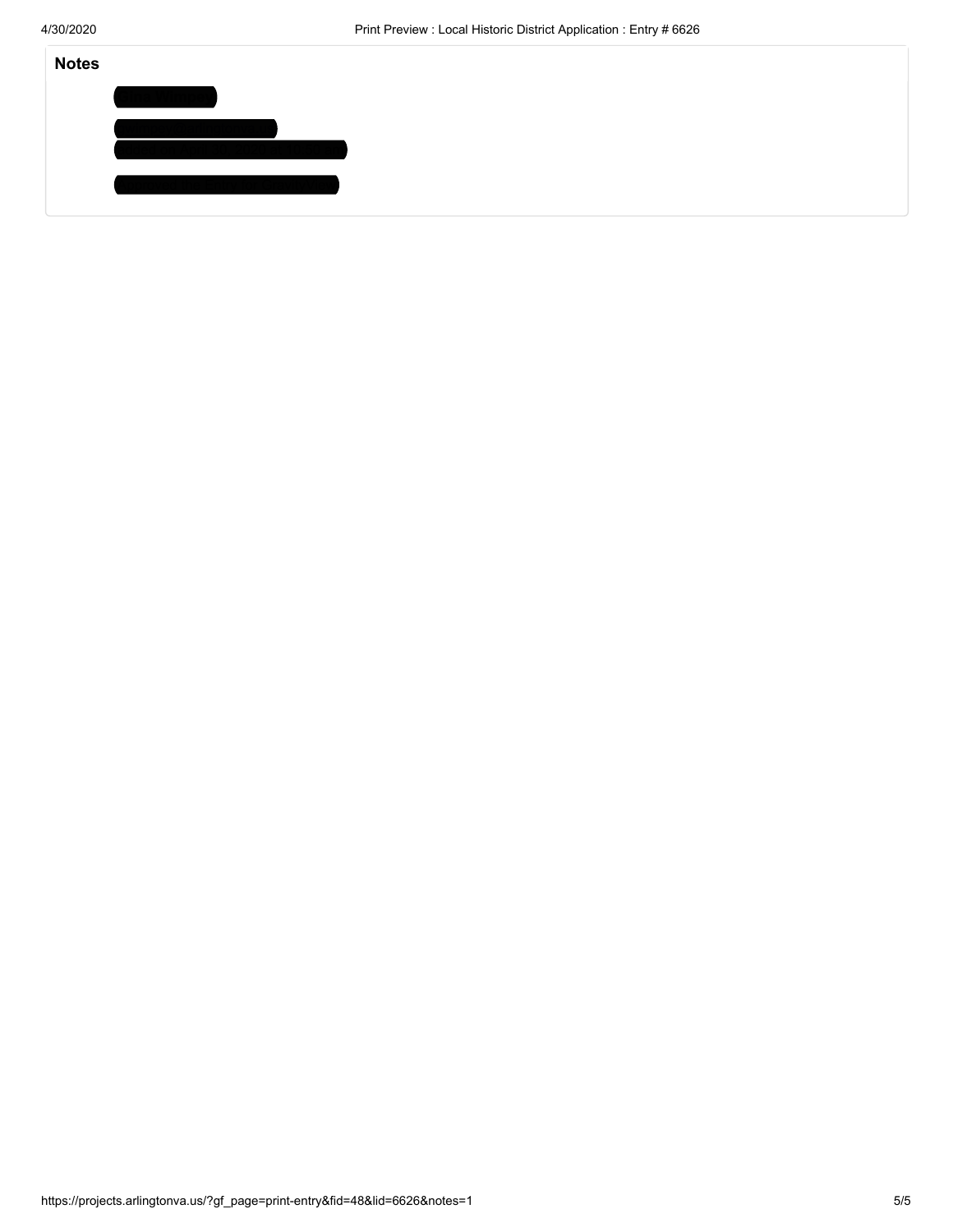## Notes